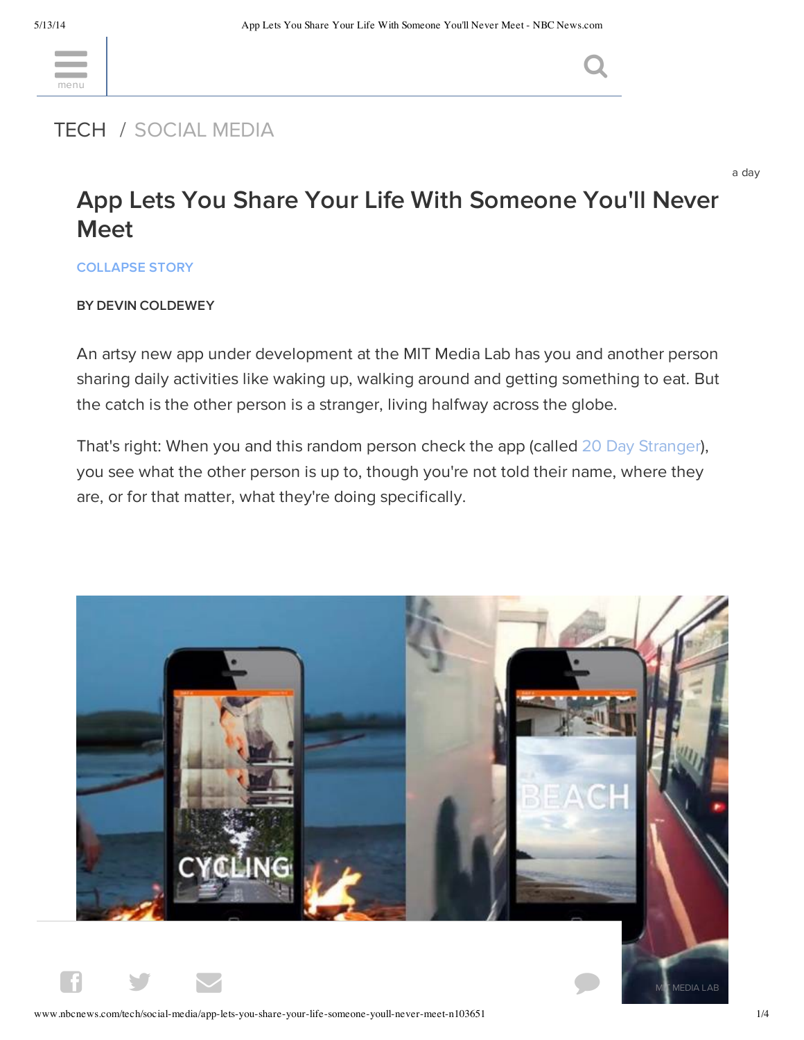TECH / SOCIAL MEDIA

# App Lets You Share Your Life With Someone You'll Never Meet

**BY DEVIN COLDEWEY**

An artsy new app under development at the MIT Media Lab has you and another person sharing daily activities like waking up, walking around and getting something to eat. But the catch is the other person is a stranger, living halfway across the globe.

That's right: When you and this random person check the app (called 20 Day Stranger), you see what the other person is up to, though you're not told their name, where they are, or for that matter, what they're doing specifically.

MIT MEDIA LAB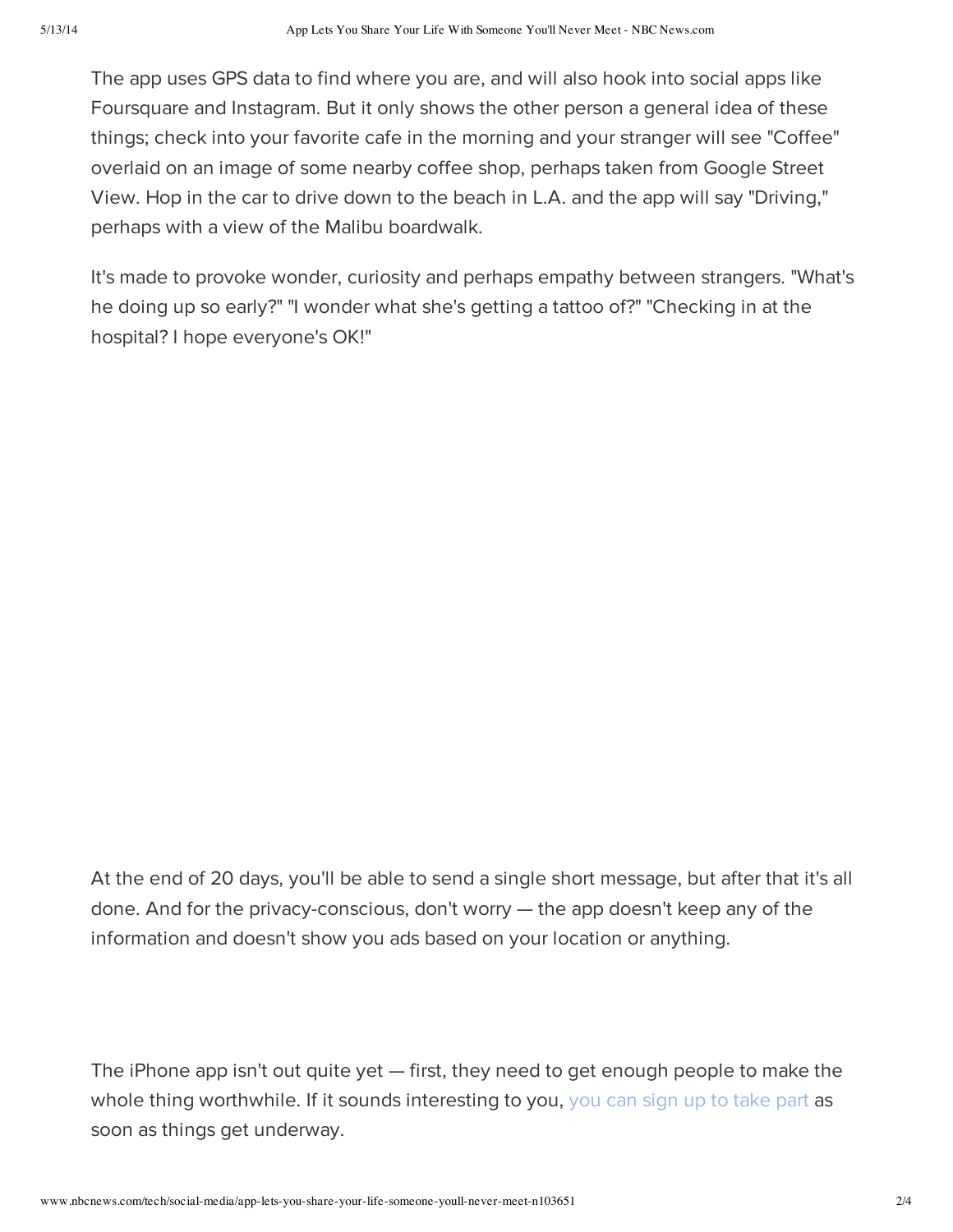The app uses GPS data to find where you are, and will also hook into social apps like Foursquare and Instagram. But it only shows the other person a general idea of these things; check into your favorite cafe in the morning and your stranger will see "Coffee" overlaid on an image of some nearby coffee shop, perhaps taken from Google Street View. Hop in the car to drive down to the beach in L.A. and the app will say "Driving," perhaps with a view of the Malibu boardwalk.

It's made to provoke wonder, curiosity and perhaps empathy between strangers. "What's he doing up so early?" "I wonder what she's getting a tattoo of?" "Checking in at the hospital? I hope everyone's OK!"

At the end of 20 days, you'll be able to send a single short message, but after that it's all done. And for the privacy-conscious, don't worry — the app doesn't keep any of the information and doesn't show you ads based on your location or anything.

The iPhone app isn't out quite yet — first, they need to get enough people to make the whole thing worthwhile. If it sounds interesting to you, you can sign up to take part as soon as things get underway.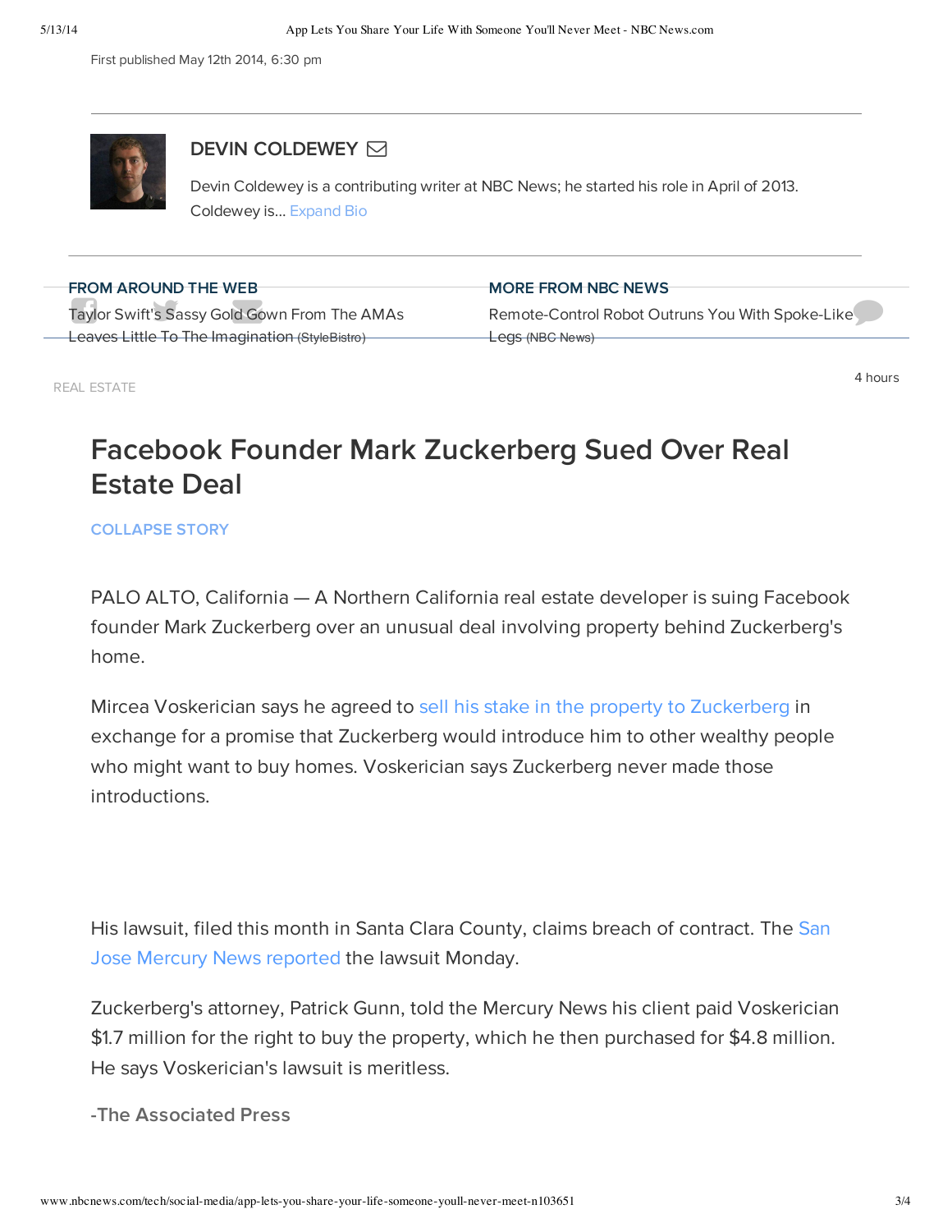First published May 12th 2014, 6:30 pm

**DEVIN COLDEWEY**

Devin Coldewey is a contributing writer at NBC News; he started his role in April of 2013. Coldewey is... Expand Bio

**FROM AROUND THE WEB**

Taylor Swift's Sassy Gold Gown From The AMAs Leaves Little To The Imagination (StyleBistro)

**MORE FROM NBC NEWS**

Remote-Control Robot Outruns You With Spoke-Like Legs (NBC News)

REAL ESTATE

4 hours

# Facebook Founder Mark Zuckerberg Sued Over Real Estate Deal

COLLAPSE STORY

PALO ALTO, California — A Northern California real estate developer is suing Facebook founder Mark Zuckerberg over an unusual deal involving property behind Zuckerberg's home.

Mircea Voskerician says he agreed to sell his stake in the property to Zuckerberg in exchange for a promise that Zuckerberg would introduce him to other wealthy people who might want to buy homes. Voskerician says Zuckerberg never made those introductions.

His lawsuit, filed this month in Santa Clara County, claims breach of contract. The San Jose Mercury News reported the lawsuit Monday.

Zuckerberg's attorney, Patrick Gunn, told the Mercury News his client paid Voskerician $1.7 million for the right to buy the property, which he then purchased for $4.8 million. He says Voskerician's lawsuit is meritless.

-The Associated Press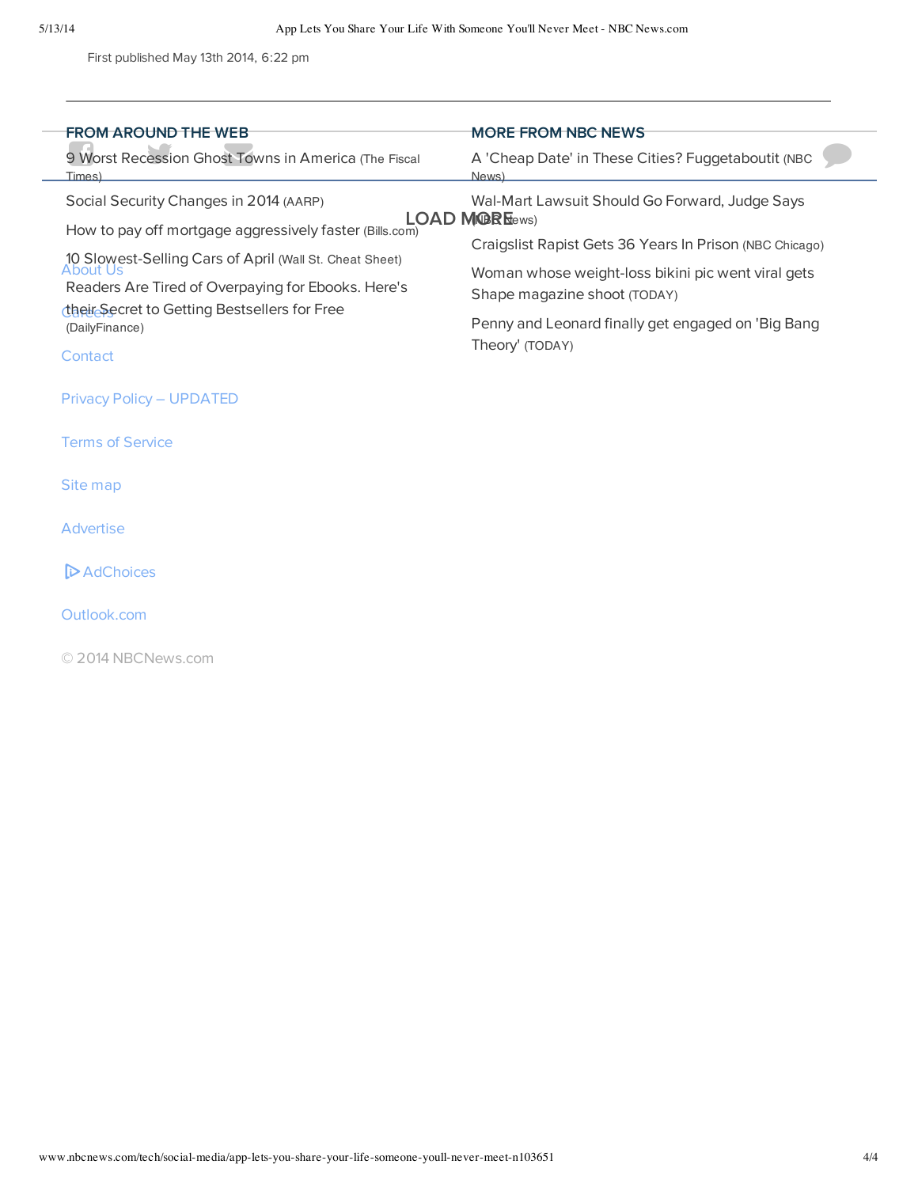First published May 13th 2014, 6:22 pm

FROM AROUND THE WEB

9 Worst Recession Ghost Towns in America (The Fiscal Times)

Social Security Changes in 2014 (AARP)

How to pay off mortgage aggressively faster (Bills.com)

10 Slowest-Selling Cars of April (Wall St. Cheat Sheet)

Readers Are Tired of Overpaying for Ebooks. Here's their Secret to Getting Bestsellers for Free (DailyFinance)

MORE FROM NBC NEWS

A 'Cheap Date' in These Cities? Fuggetaboutit (NBC News)

Wal-Mart Lawsuit Should Go Forward, Judge Says (NBC News)

Craigslist Rapist Gets 36 Years In Prison (NBC Chicago)

Woman whose weight-loss bikini pic went viral gets Shape magazine shoot (TODAY)

Penny and Leonard finally get engaged on 'Big Bang Theory' (TODAY)

LOAD MORE

About Us

Careers

Contact

Privacy Policy – UPDATED

Terms of Service

Site map

Advertise

AdChoices

Outlook.com

© 2014 NBCNews.com